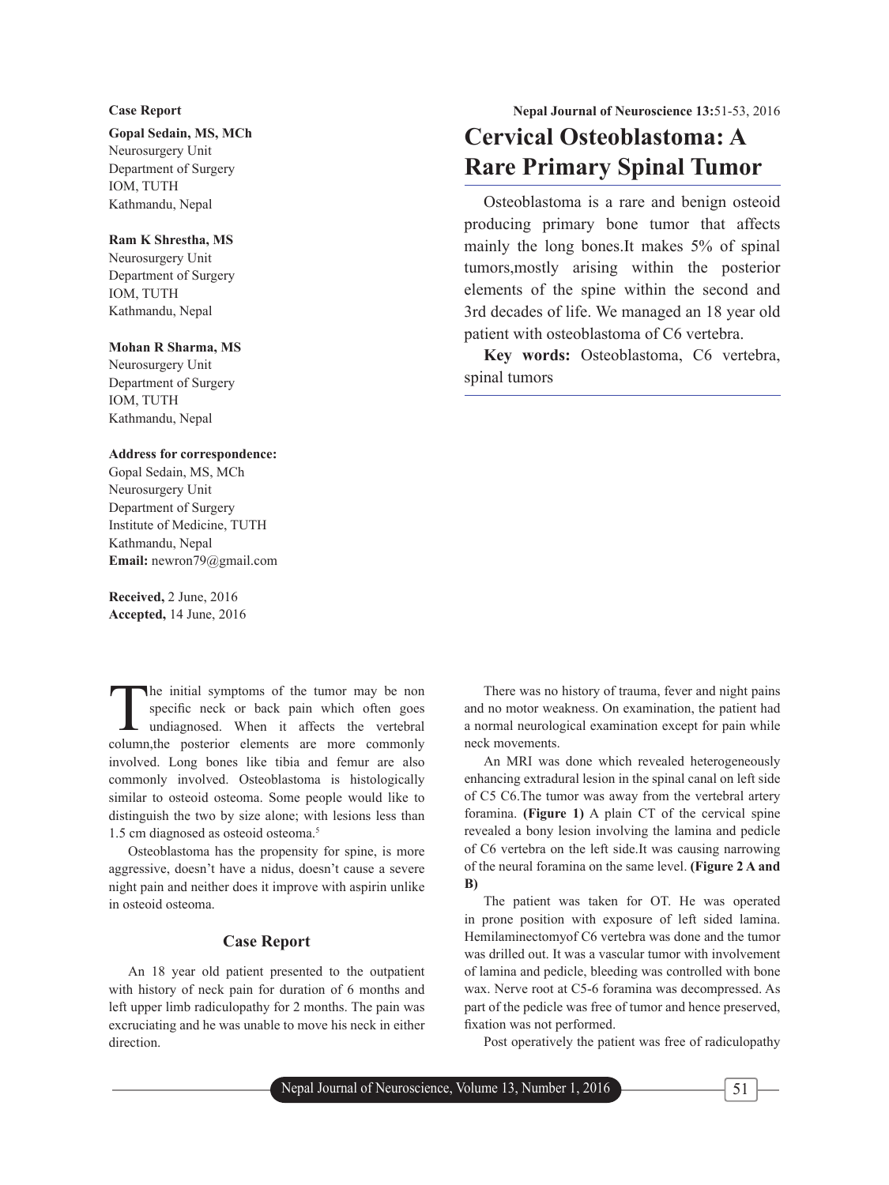**Case Report**

**Gopal Sedain, MS, MCh**
Neurosurgery Unit
Department of Surgery
IOM, TUTH
Kathmandu, Nepal

**Ram K Shrestha, MS**
Neurosurgery Unit
Department of Surgery
IOM, TUTH
Kathmandu, Nepal

**Mohan R Sharma, MS**
Neurosurgery Unit
Department of Surgery
IOM, TUTH
Kathmandu, Nepal

**Address for correspondence:**
Gopal Sedain, MS, MCh
Neurosurgery Unit
Department of Surgery
Institute of Medicine, TUTH
Kathmandu, Nepal
**Email:** newron79@gmail.com

**Received,** 2 June, 2016
**Accepted,** 14 June, 2016

# Cervical Osteoblastoma: A Rare Primary Spinal Tumor

Osteoblastoma is a rare and benign osteoid producing primary bone tumor that affects mainly the long bones.It makes 5% of spinal tumors,mostly arising within the posterior elements of the spine within the second and 3rd decades of life. We managed an 18 year old patient with osteoblastoma of C6 vertebra.

**Key words:** Osteoblastoma, C6 vertebra, spinal tumors

The initial symptoms of the tumor may be non specific neck or back pain which often goes undiagnosed. When it affects the vertebral column,the posterior elements are more commonly involved. Long bones like tibia and femur are also commonly involved. Osteoblastoma is histologically similar to osteoid osteoma. Some people would like to distinguish the two by size alone; with lesions less than 1.5 cm diagnosed as osteoid osteoma.[5]

Osteoblastoma has the propensity for spine, is more aggressive, doesn't have a nidus, doesn't cause a severe night pain and neither does it improve with aspirin unlike in osteoid osteoma.

## Case Report

An 18 year old patient presented to the outpatient with history of neck pain for duration of 6 months and left upper limb radiculopathy for 2 months. The pain was excruciating and he was unable to move his neck in either direction.

There was no history of trauma, fever and night pains and no motor weakness. On examination, the patient had a normal neurological examination except for pain while neck movements.

An MRI was done which revealed heterogeneously enhancing extradural lesion in the spinal canal on left side of C5 C6.The tumor was away from the vertebral artery foramina. **(Figure 1)** A plain CT of the cervical spine revealed a bony lesion involving the lamina and pedicle of C6 vertebra on the left side.It was causing narrowing of the neural foramina on the same level. **(Figure 2 A and B)**

The patient was taken for OT. He was operated in prone position with exposure of left sided lamina. Hemilaminectomyof C6 vertebra was done and the tumor was drilled out. It was a vascular tumor with involvement of lamina and pedicle, bleeding was controlled with bone wax. Nerve root at C5-6 foramina was decompressed. As part of the pedicle was free of tumor and hence preserved, fixation was not performed.

Post operatively the patient was free of radiculopathy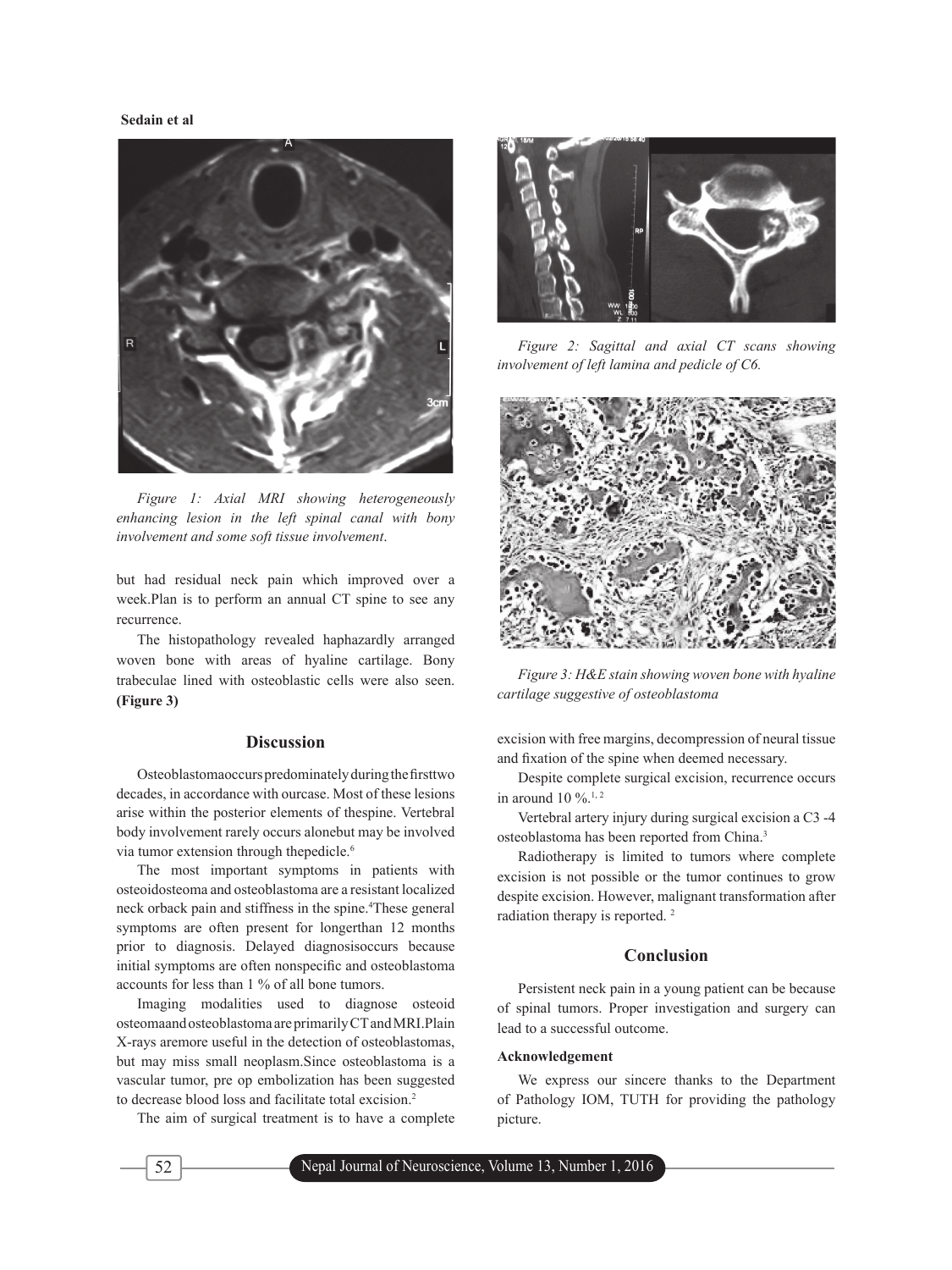Figure 1: Axial MRI showing heterogeneously enhancing lesion in the left spinal canal with bony involvement and some soft tissue involvement.

but had residual neck pain which improved over a week.Plan is to perform an annual CT spine to see any recurrence.

The histopathology revealed haphazardly arranged woven bone with areas of hyaline cartilage. Bony trabeculae lined with osteoblastic cells were also seen. **(Figure 3)**

## Discussion

Osteoblastomaoccurspredominatelyduringthefirsttwo decades, in accordance with ourcase. Most of these lesions arise within the posterior elements of thespine. Vertebral body involvement rarely occurs alonebut may be involved via tumor extension through thepedicle.[6]

The most important symptoms in patients with osteoidosteoma and osteoblastoma are a resistant localized neck orback pain and stiffness in the spine.[4]These general symptoms are often present for longerthan 12 months prior to diagnosis. Delayed diagnosisoccurs because initial symptoms are often nonspecific and osteoblastoma accounts for less than 1 % of all bone tumors.

Imaging modalities used to diagnose osteoid osteomaandosteoblastomaareprimarilyCTandMRI.Plain X-rays aremore useful in the detection of osteoblastomas, but may miss small neoplasm.Since osteoblastoma is a vascular tumor, pre op embolization has been suggested to decrease blood loss and facilitate total excision.[2]

The aim of surgical treatment is to have a complete excision with free margins, decompression of neural tissue and fixation of the spine when deemed necessary.

Despite complete surgical excision, recurrence occurs in around 10 %.[1, 2]

Vertebral artery injury during surgical excision a C3 -4 osteoblastoma has been reported from China.[3]

Radiotherapy is limited to tumors where complete excision is not possible or the tumor continues to grow despite excision. However, malignant transformation after radiation therapy is reported. [2]

Figure 2: Sagittal and axial CT scans showing involvement of left lamina and pedicle of C6.

Figure 3: H&E stain showing woven bone with hyaline cartilage suggestive of osteoblastoma

## Conclusion

Persistent neck pain in a young patient can be because of spinal tumors. Proper investigation and surgery can lead to a successful outcome.

### Acknowledgement

We express our sincere thanks to the Department of Pathology IOM, TUTH for providing the pathology picture.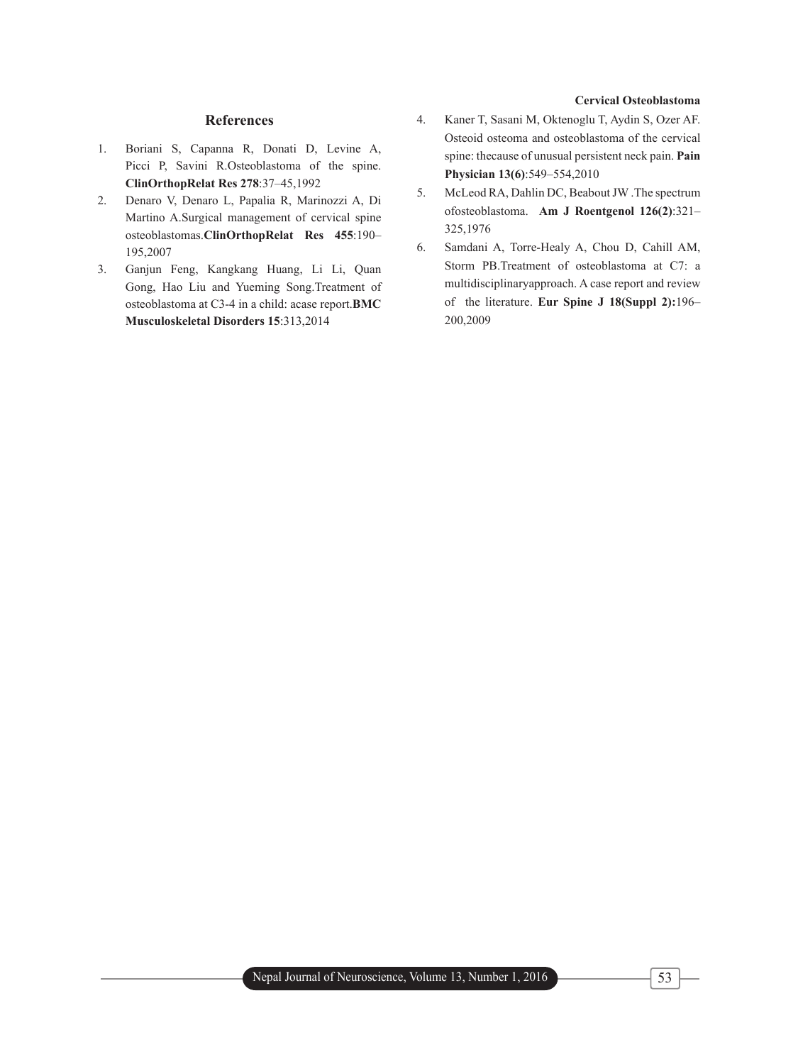## References

1. Boriani S, Capanna R, Donati D, Levine A, Picci P, Savini R.Osteoblastoma of the spine. **ClinOrthopRelat Res 278**:37–45,1992
2. Denaro V, Denaro L, Papalia R, Marinozzi A, Di Martino A.Surgical management of cervical spine osteoblastomas.**ClinOrthopRelat Res 455**:190–195,2007
3. Ganjun Feng, Kangkang Huang, Li Li, Quan Gong, Hao Liu and Yueming Song.Treatment of osteoblastoma at C3-4 in a child: acase report.**BMC Musculoskeletal Disorders 15**:313,2014
4. Kaner T, Sasani M, Oktenoglu T, Aydin S, Ozer AF. Osteoid osteoma and osteoblastoma of the cervical spine: thecause of unusual persistent neck pain. **Pain Physician 13(6)**:549–554,2010
5. McLeod RA, Dahlin DC, Beabout JW .The spectrum ofosteoblastoma. **Am J Roentgenol 126(2)**:321–325,1976
6. Samdani A, Torre-Healy A, Chou D, Cahill AM, Storm PB.Treatment of osteoblastoma at C7: a multidisciplinaryapproach. A case report and review of the literature. **Eur Spine J 18(Suppl 2):**196–200,2009